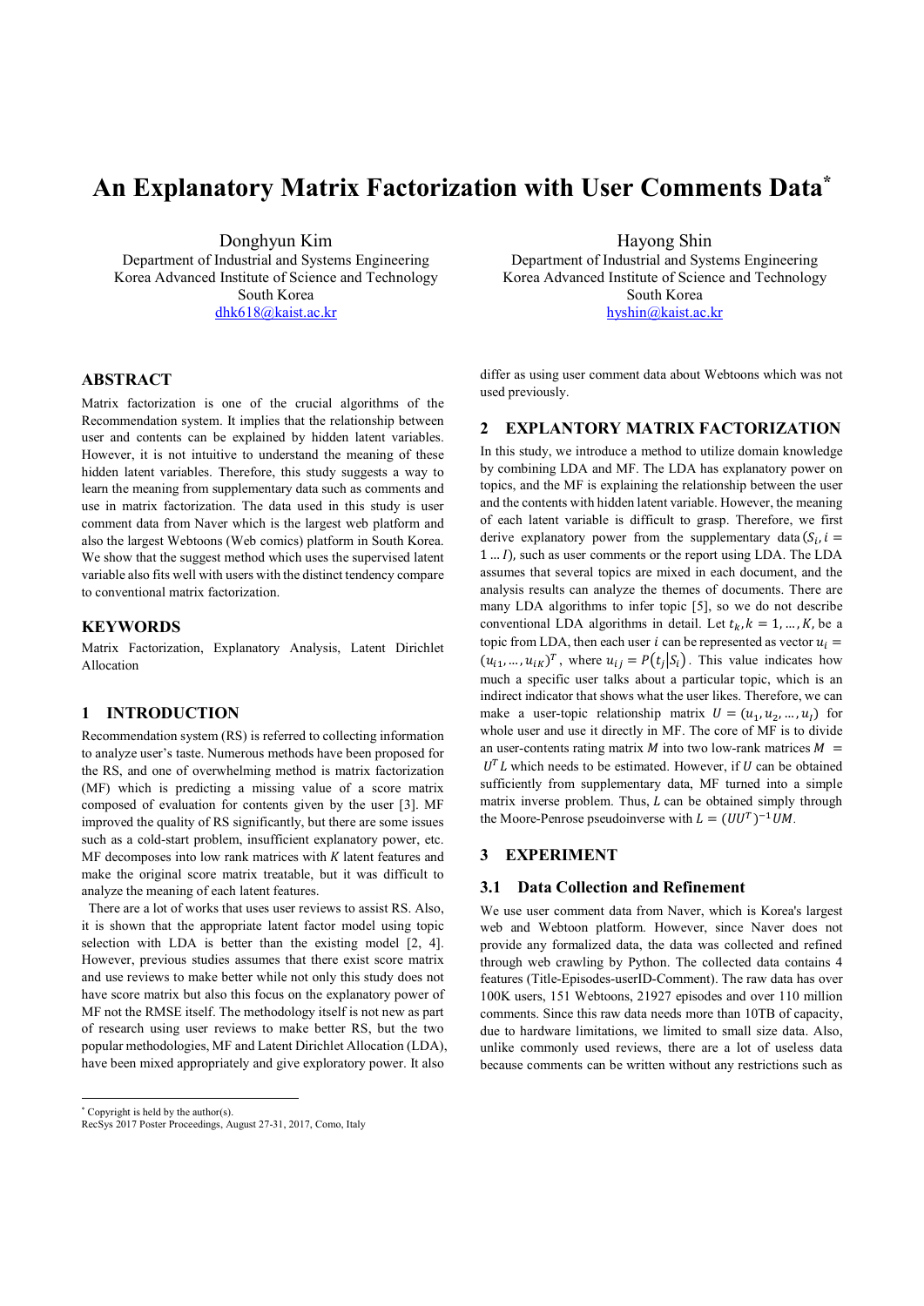# An Explanatory Matrix Factorization with User Comments Data*

Donghyun Kim
Department of Industrial and Systems Engineering
Korea Advanced Institute of Science and Technology
South Korea
dhk618@kaist.ac.kr

Hayong Shin
Department of Industrial and Systems Engineering
Korea Advanced Institute of Science and Technology
South Korea
hyshin@kaist.ac.kr

## ABSTRACT

Matrix factorization is one of the crucial algorithms of the Recommendation system. It implies that the relationship between user and contents can be explained by hidden latent variables. However, it is not intuitive to understand the meaning of these hidden latent variables. Therefore, this study suggests a way to learn the meaning from supplementary data such as comments and use in matrix factorization. The data used in this study is user comment data from Naver which is the largest web platform and also the largest Webtoons (Web comics) platform in South Korea. We show that the suggest method which uses the supervised latent variable also fits well with users with the distinct tendency compare to conventional matrix factorization.

## KEYWORDS

Matrix Factorization, Explanatory Analysis, Latent Dirichlet Allocation

## 1 INTRODUCTION

Recommendation system (RS) is referred to collecting information to analyze user's taste. Numerous methods have been proposed for the RS, and one of overwhelming method is matrix factorization (MF) which is predicting a missing value of a score matrix composed of evaluation for contents given by the user [3]. MF improved the quality of RS significantly, but there are some issues such as a cold-start problem, insufficient explanatory power, etc. MF decomposes into low rank matrices with $K$ latent features and make the original score matrix treatable, but it was difficult to analyze the meaning of each latent features.

There are a lot of works that uses user reviews to assist RS. Also, it is shown that the appropriate latent factor model using topic selection with LDA is better than the existing model [2, 4]. However, previous studies assumes that there exist score matrix and use reviews to make better while not only this study does not have score matrix but also this focus on the explanatory power of MF not the RMSE itself. The methodology itself is not new as part of research using user reviews to make better RS, but the two popular methodologies, MF and Latent Dirichlet Allocation (LDA), have been mixed appropriately and give exploratory power. It also differ as using user comment data about Webtoons which was not used previously.

## 2 EXPLANTORY MATRIX FACTORIZATION

In this study, we introduce a method to utilize domain knowledge by combining LDA and MF. The LDA has explanatory power on topics, and the MF is explaining the relationship between the user and the contents with hidden latent variable. However, the meaning of each latent variable is difficult to grasp. Therefore, we first derive explanatory power from the supplementary data $(S_i, i = 1 \dots I)$, such as user comments or the report using LDA. The LDA assumes that several topics are mixed in each document, and the analysis results can analyze the themes of documents. There are many LDA algorithms to infer topic [5], so we do not describe conventional LDA algorithms in detail. Let $t_k, k = 1, \dots, K$, be a topic from LDA, then each user $i$ can be represented as vector $u_i = (u_{i1}, \dots, u_{iK})^T$, where $u_{ij} = P(t_j|S_i)$. This value indicates how much a specific user talks about a particular topic, which is an indirect indicator that shows what the user likes. Therefore, we can make a user-topic relationship matrix $U = (u_1, u_2, \dots, u_I)$ for whole user and use it directly in MF. The core of MF is to divide an user-contents rating matrix $M$ into two low-rank matrices $M = U^T L$ which needs to be estimated. However, if $U$ can be obtained sufficiently from supplementary data, MF turned into a simple matrix inverse problem. Thus, $L$ can be obtained simply through the Moore-Penrose pseudoinverse with $L = (UU^T)^{-1}UM$.

## 3 EXPERIMENT

### 3.1 Data Collection and Refinement

We use user comment data from Naver, which is Korea's largest web and Webtoon platform. However, since Naver does not provide any formalized data, the data was collected and refined through web crawling by Python. The collected data contains 4 features (Title-Episodes-userID-Comment). The raw data has over 100K users, 151 Webtoons, 21927 episodes and over 110 million comments. Since this raw data needs more than 10TB of capacity, due to hardware limitations, we limited to small size data. Also, unlike commonly used reviews, there are a lot of useless data because comments can be written without any restrictions such as

* Copyright is held by the author(s).
RecSys 2017 Poster Proceedings, August 27-31, 2017, Como, Italy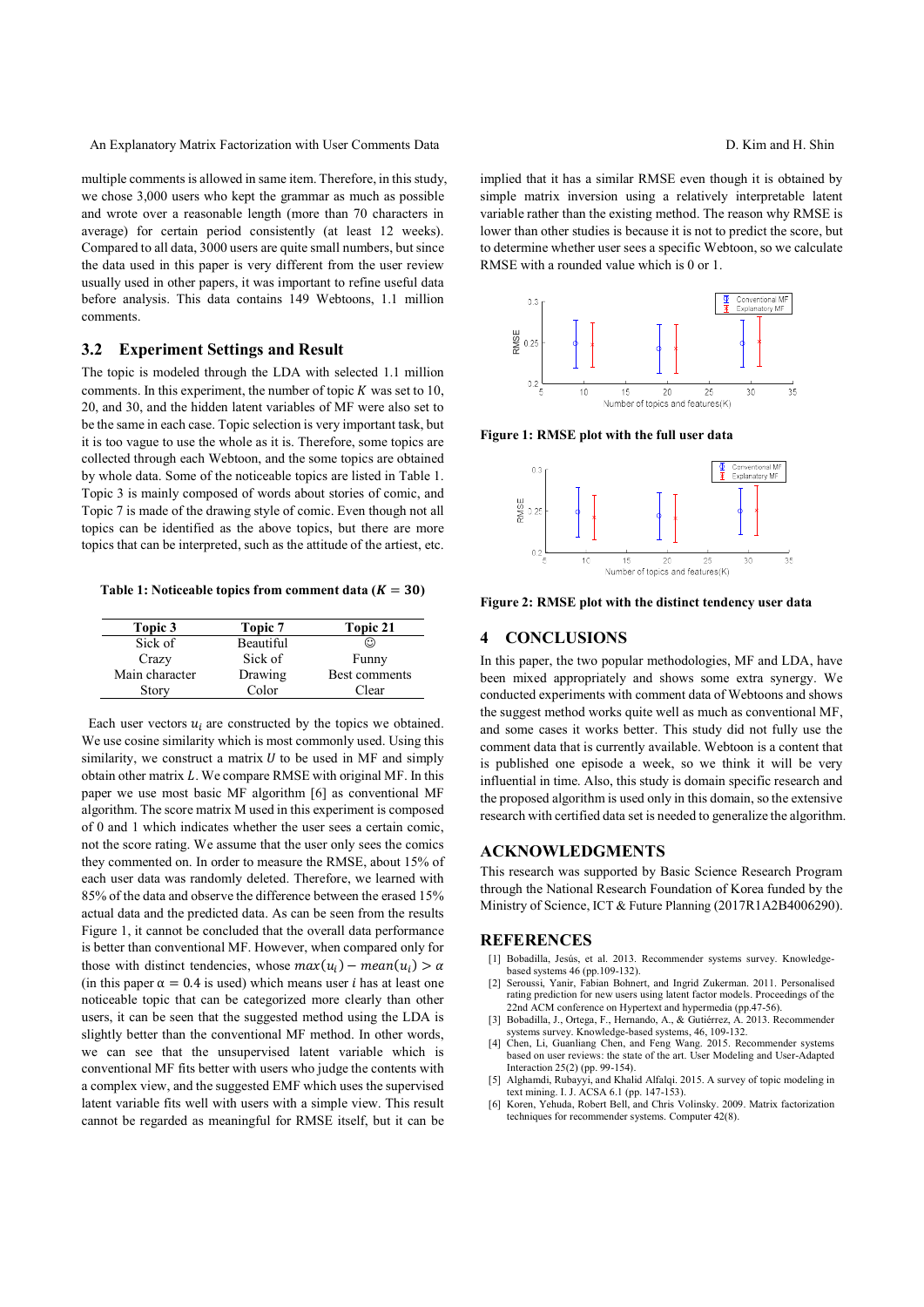multiple comments is allowed in same item. Therefore, in this study, we chose 3,000 users who kept the grammar as much as possible and wrote over a reasonable length (more than 70 characters in average) for certain period consistently (at least 12 weeks). Compared to all data, 3000 users are quite small numbers, but since the data used in this paper is very different from the user review usually used in other papers, it was important to refine useful data before analysis. This data contains 149 Webtoons, 1.1 million comments.

## 3.2 Experiment Settings and Result

The topic is modeled through the LDA with selected 1.1 million comments. In this experiment, the number of topic $K$ was set to 10, 20, and 30, and the hidden latent variables of MF were also set to be the same in each case. Topic selection is very important task, but it is too vague to use the whole as it is. Therefore, some topics are collected through each Webtoon, and the some topics are obtained by whole data. Some of the noticeable topics are listed in Table 1. Topic 3 is mainly composed of words about stories of comic, and Topic 7 is made of the drawing style of comic. Even though not all topics can be identified as the above topics, but there are more topics that can be interpreted, such as the attitude of the artiest, etc.

**Table 1: Noticeable topics from comment data ($K = 30$)**

| Topic 3 | Topic 7 | Topic 21 |
|---|---|---|
| Sick of | Beautiful | ☺ |
| Crazy | Sick of | Funny |
| Main character | Drawing | Best comments |
| Story | Color | Clear |

Each user vectors $u_i$ are constructed by the topics we obtained. We use cosine similarity which is most commonly used. Using this similarity, we construct a matrix $U$ to be used in MF and simply obtain other matrix $L$. We compare RMSE with original MF. In this paper we use most basic MF algorithm [6] as conventional MF algorithm. The score matrix M used in this experiment is composed of 0 and 1 which indicates whether the user sees a certain comic, not the score rating. We assume that the user only sees the comics they commented on. In order to measure the RMSE, about 15% of each user data was randomly deleted. Therefore, we learned with 85% of the data and observe the difference between the erased 15% actual data and the predicted data. As can be seen from the results Figure 1, it cannot be concluded that the overall data performance is better than conventional MF. However, when compared only for those with distinct tendencies, whose $max(u_i) - mean(u_i) > \alpha$ (in this paper $\alpha = 0.4$ is used) which means user $i$ has at least one noticeable topic that can be categorized more clearly than other users, it can be seen that the suggested method using the LDA is slightly better than the conventional MF method. In other words, we can see that the unsupervised latent variable which is conventional MF fits better with users who judge the contents with a complex view, and the suggested EMF which uses the supervised latent variable fits well with users with a simple view. This result cannot be regarded as meaningful for RMSE itself, but it can be implied that it has a similar RMSE even though it is obtained by simple matrix inversion using a relatively interpretable latent variable rather than the existing method. The reason why RMSE is lower than other studies is because it is not to predict the score, but to determine whether user sees a specific Webtoon, so we calculate RMSE with a rounded value which is 0 or 1.

Conventional MF
Explanatory MF
RMSE
0.3
0.25
0.2
5 10 15 20 25 30 35
Number of topics and features(K)

**Figure 1: RMSE plot with the full user data**

Conventional MF
Explanatory MF
RMSE
0.3
0.25
0.2
5 10 15 20 25 30 35
Number of topics and features(K)

**Figure 2: RMSE plot with the distinct tendency user data**

# 4 CONCLUSIONS

In this paper, the two popular methodologies, MF and LDA, have been mixed appropriately and shows some extra synergy. We conducted experiments with comment data of Webtoons and shows the suggest method works quite well as much as conventional MF, and some cases it works better. This study did not fully use the comment data that is currently available. Webtoon is a content that is published one episode a week, so we think it will be very influential in time. Also, this study is domain specific research and the proposed algorithm is used only in this domain, so the extensive research with certified data set is needed to generalize the algorithm.

# ACKNOWLEDGMENTS

This research was supported by Basic Science Research Program through the National Research Foundation of Korea funded by the Ministry of Science, ICT & Future Planning (2017R1A2B4006290).

# REFERENCES

[1] Bobadilla, Jesús, et al. 2013. Recommender systems survey. Knowledge-based systems 46 (pp.109-132).

[2] Seroussi, Yanir, Fabian Bohnert, and Ingrid Zukerman. 2011. Personalised rating prediction for new users using latent factor models. Proceedings of the 22nd ACM conference on Hypertext and hypermedia (pp.47-56).

[3] Bobadilla, J., Ortega, F., Hernando, A., & Gutiérrez, A. 2013. Recommender systems survey. Knowledge-based systems, 46, 109-132.

[4] Chen, Li, Guanliang Chen, and Feng Wang. 2015. Recommender systems based on user reviews: the state of the art. User Modeling and User-Adapted Interaction 25(2) (pp. 99-154).

[5] Alghamdi, Rubayyi, and Khalid Alfalqi. 2015. A survey of topic modeling in text mining. I. J. ACSA 6.1 (pp. 147-153).

[6] Koren, Yehuda, Robert Bell, and Chris Volinsky. 2009. Matrix factorization techniques for recommender systems. Computer 42(8).